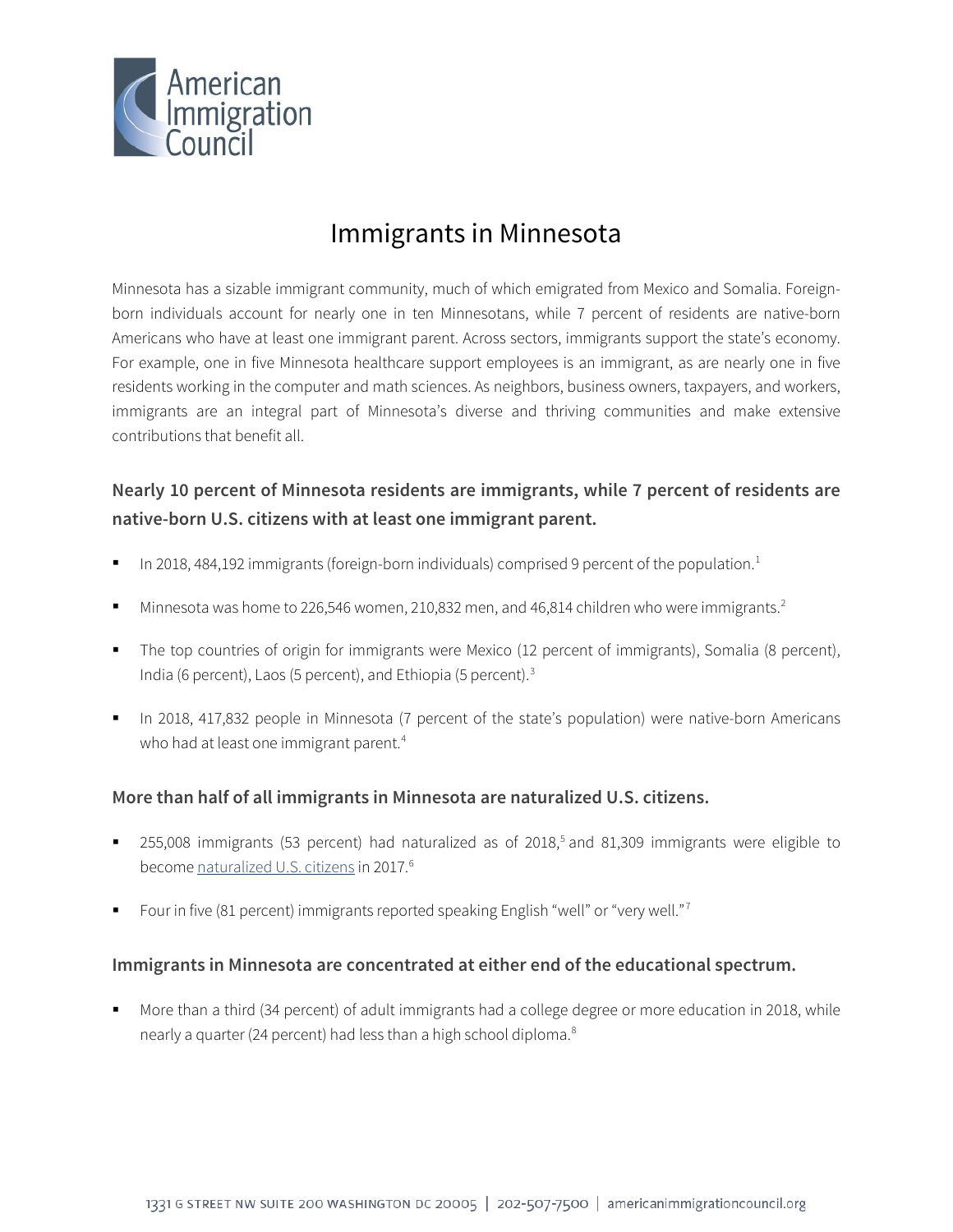American Immigration Council

# Immigrants in Minnesota

Minnesota has a sizable immigrant community, much of which emigrated from Mexico and Somalia. Foreign-born individuals account for nearly one in ten Minnesotans, while 7 percent of residents are native-born Americans who have at least one immigrant parent. Across sectors, immigrants support the state's economy. For example, one in five Minnesota healthcare support employees is an immigrant, as are nearly one in five residents working in the computer and math sciences. As neighbors, business owners, taxpayers, and workers, immigrants are an integral part of Minnesota's diverse and thriving communities and make extensive contributions that benefit all.

## Nearly 10 percent of Minnesota residents are immigrants, while 7 percent of residents are native-born U.S. citizens with at least one immigrant parent.

- In 2018, 484,192 immigrants (foreign-born individuals) comprised 9 percent of the population.[1]
- Minnesota was home to 226,546 women, 210,832 men, and 46,814 children who were immigrants.[2]
- The top countries of origin for immigrants were Mexico (12 percent of immigrants), Somalia (8 percent), India (6 percent), Laos (5 percent), and Ethiopia (5 percent).[3]
- In 2018, 417,832 people in Minnesota (7 percent of the state's population) were native-born Americans who had at least one immigrant parent.[4]

## More than half of all immigrants in Minnesota are naturalized U.S. citizens.

- 255,008 immigrants (53 percent) had naturalized as of 2018,[5] and 81,309 immigrants were eligible to become naturalized U.S. citizens in 2017.[6]
- Four in five (81 percent) immigrants reported speaking English "well" or "very well."[7]

## Immigrants in Minnesota are concentrated at either end of the educational spectrum.

- More than a third (34 percent) of adult immigrants had a college degree or more education in 2018, while nearly a quarter (24 percent) had less than a high school diploma.[8]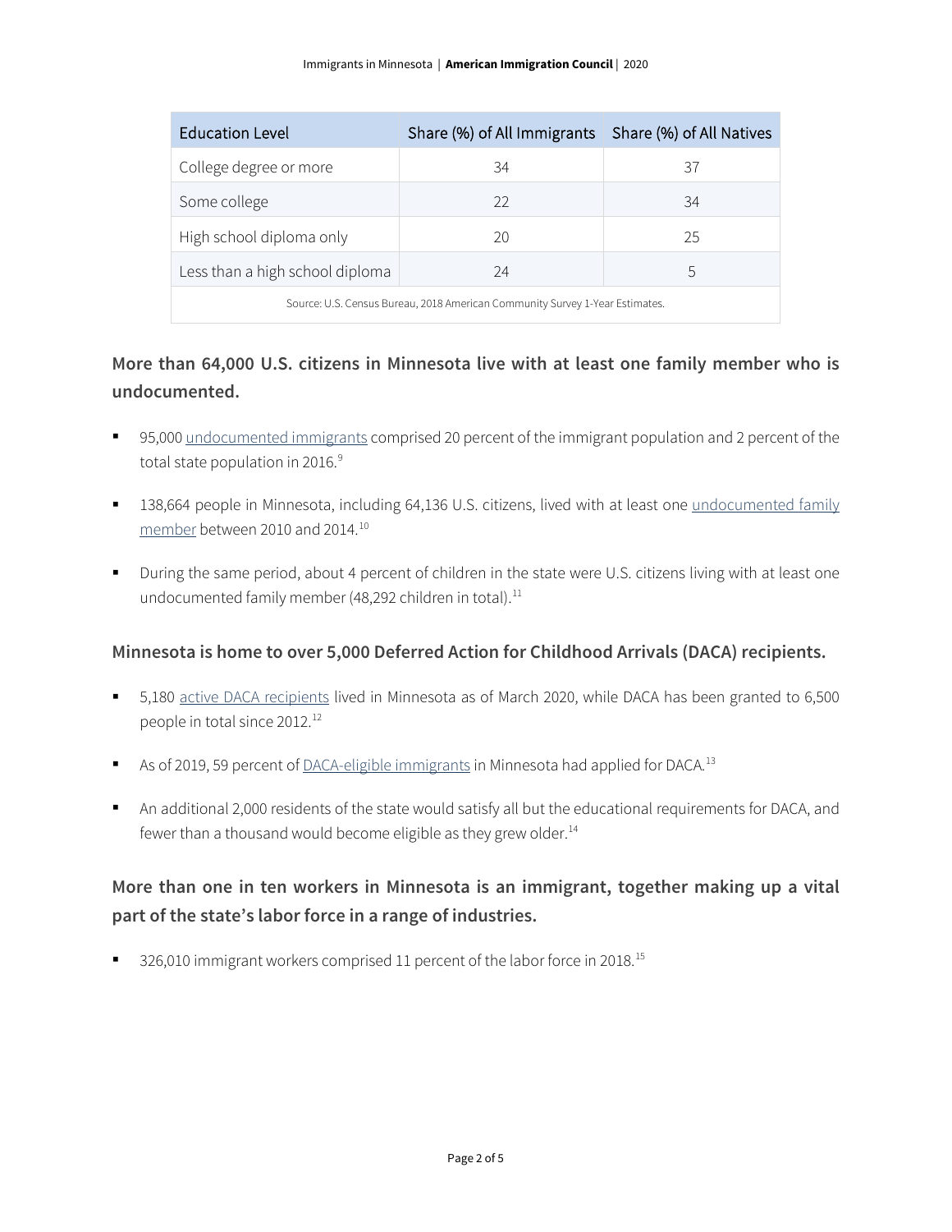| Education Level | Share (%) of All Immigrants | Share (%) of All Natives |
|---|---|---|
| College degree or more | 34 | 37 |
| Some college | 22 | 34 |
| High school diploma only | 20 | 25 |
| Less than a high school diploma | 24 | 5 |

Source: U.S. Census Bureau, 2018 American Community Survey 1-Year Estimates.

### More than 64,000 U.S. citizens in Minnesota live with at least one family member who is undocumented.

- 95,000 undocumented immigrants comprised 20 percent of the immigrant population and 2 percent of the total state population in 2016.[9]
- 138,664 people in Minnesota, including 64,136 U.S. citizens, lived with at least one undocumented family member between 2010 and 2014.[10]
- During the same period, about 4 percent of children in the state were U.S. citizens living with at least one undocumented family member (48,292 children in total).[11]

### Minnesota is home to over 5,000 Deferred Action for Childhood Arrivals (DACA) recipients.

- 5,180 active DACA recipients lived in Minnesota as of March 2020, while DACA has been granted to 6,500 people in total since 2012.[12]
- As of 2019, 59 percent of DACA-eligible immigrants in Minnesota had applied for DACA.[13]
- An additional 2,000 residents of the state would satisfy all but the educational requirements for DACA, and fewer than a thousand would become eligible as they grew older.[14]

### More than one in ten workers in Minnesota is an immigrant, together making up a vital part of the state's labor force in a range of industries.

- 326,010 immigrant workers comprised 11 percent of the labor force in 2018.[15]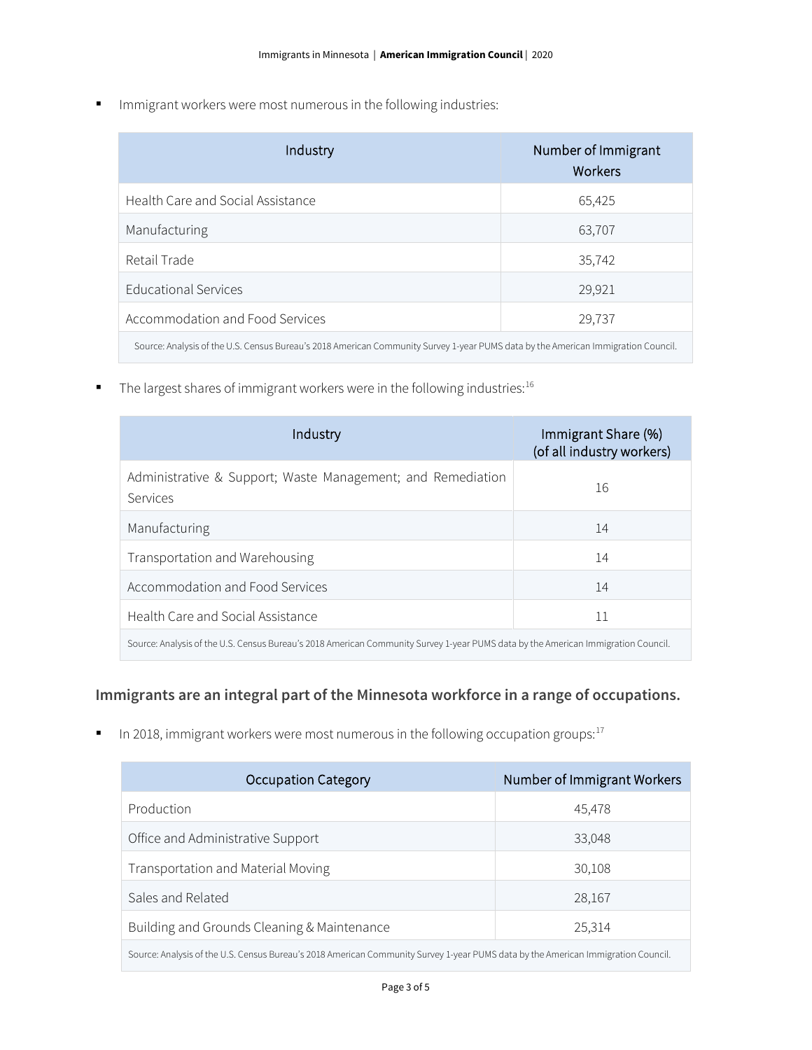- Immigrant workers were most numerous in the following industries:

| Industry | Number of Immigrant Workers |
| --- | --- |
| Health Care and Social Assistance | 65,425 |
| Manufacturing | 63,707 |
| Retail Trade | 35,742 |
| Educational Services | 29,921 |
| Accommodation and Food Services | 29,737 |

Source: Analysis of the U.S. Census Bureau's 2018 American Community Survey 1-year PUMS data by the American Immigration Council.

- The largest shares of immigrant workers were in the following industries:[16]

| Industry | Immigrant Share (%) (of all industry workers) |
| --- | --- |
| Administrative & Support; Waste Management; and Remediation Services | 16 |
| Manufacturing | 14 |
| Transportation and Warehousing | 14 |
| Accommodation and Food Services | 14 |
| Health Care and Social Assistance | 11 |

Source: Analysis of the U.S. Census Bureau's 2018 American Community Survey 1-year PUMS data by the American Immigration Council.

## Immigrants are an integral part of the Minnesota workforce in a range of occupations.

- In 2018, immigrant workers were most numerous in the following occupation groups:[17]

| Occupation Category | Number of Immigrant Workers |
| --- | --- |
| Production | 45,478 |
| Office and Administrative Support | 33,048 |
| Transportation and Material Moving | 30,108 |
| Sales and Related | 28,167 |
| Building and Grounds Cleaning & Maintenance | 25,314 |

Source: Analysis of the U.S. Census Bureau's 2018 American Community Survey 1-year PUMS data by the American Immigration Council.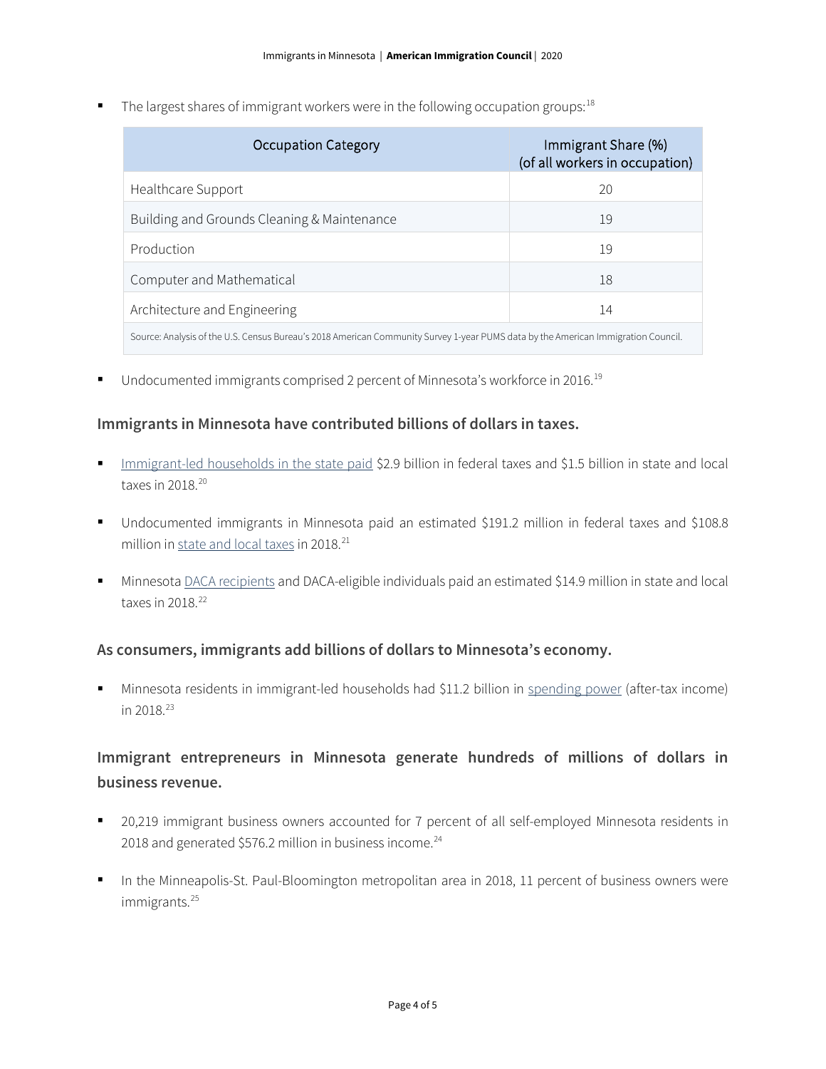- The largest shares of immigrant workers were in the following occupation groups:[18]

| Occupation Category | Immigrant Share (%) (of all workers in occupation) |
|---|---|
| Healthcare Support | 20 |
| Building and Grounds Cleaning & Maintenance | 19 |
| Production | 19 |
| Computer and Mathematical | 18 |
| Architecture and Engineering | 14 |

Source: Analysis of the U.S. Census Bureau's 2018 American Community Survey 1-year PUMS data by the American Immigration Council.

- Undocumented immigrants comprised 2 percent of Minnesota's workforce in 2016.[19]

### Immigrants in Minnesota have contributed billions of dollars in taxes.

- Immigrant-led households in the state paid $2.9 billion in federal taxes and $1.5 billion in state and local taxes in 2018.[20]

- Undocumented immigrants in Minnesota paid an estimated $191.2 million in federal taxes and $108.8 million in state and local taxes in 2018.[21]

- Minnesota DACA recipients and DACA-eligible individuals paid an estimated $14.9 million in state and local taxes in 2018.[22]

### As consumers, immigrants add billions of dollars to Minnesota's economy.

- Minnesota residents in immigrant-led households had $11.2 billion in spending power (after-tax income) in 2018.[23]

### Immigrant entrepreneurs in Minnesota generate hundreds of millions of dollars in business revenue.

- 20,219 immigrant business owners accounted for 7 percent of all self-employed Minnesota residents in 2018 and generated $576.2 million in business income.[24]

- In the Minneapolis-St. Paul-Bloomington metropolitan area in 2018, 11 percent of business owners were immigrants.[25]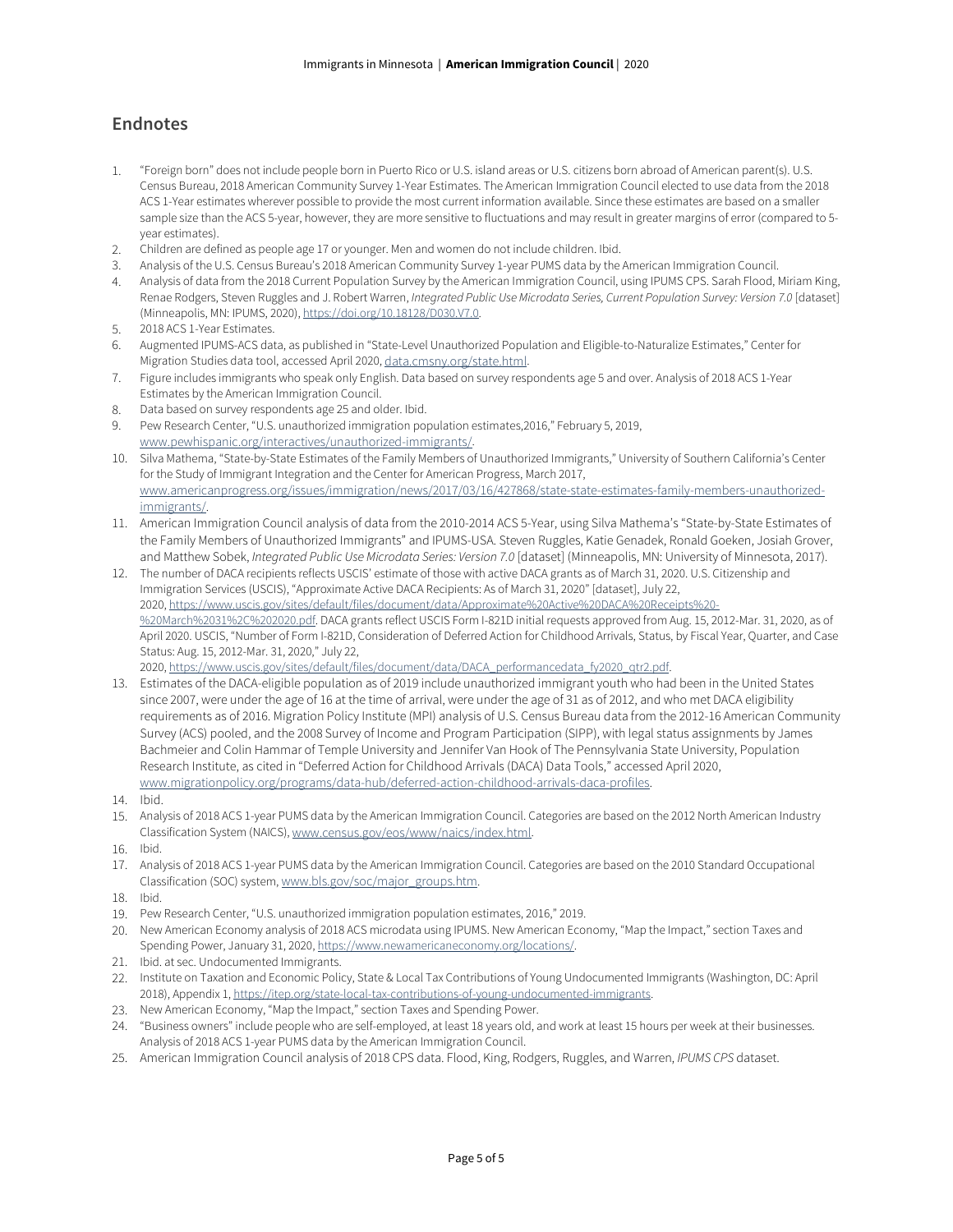## Endnotes

1. "Foreign born" does not include people born in Puerto Rico or U.S. island areas or U.S. citizens born abroad of American parent(s). U.S. Census Bureau, 2018 American Community Survey 1-Year Estimates. The American Immigration Council elected to use data from the 2018 ACS 1-Year estimates wherever possible to provide the most current information available. Since these estimates are based on a smaller sample size than the ACS 5-year, however, they are more sensitive to fluctuations and may result in greater margins of error (compared to 5-year estimates).
2. Children are defined as people age 17 or younger. Men and women do not include children. Ibid.
3. Analysis of the U.S. Census Bureau's 2018 American Community Survey 1-year PUMS data by the American Immigration Council.
4. Analysis of data from the 2018 Current Population Survey by the American Immigration Council, using IPUMS CPS. Sarah Flood, Miriam King, Renae Rodgers, Steven Ruggles and J. Robert Warren, *Integrated Public Use Microdata Series, Current Population Survey: Version 7.0* [dataset] (Minneapolis, MN: IPUMS, 2020), https://doi.org/10.18128/D030.V7.0.
5. 2018 ACS 1-Year Estimates.
6. Augmented IPUMS-ACS data, as published in "State-Level Unauthorized Population and Eligible-to-Naturalize Estimates," Center for Migration Studies data tool, accessed April 2020, data.cmsny.org/state.html.
7. Figure includes immigrants who speak only English. Data based on survey respondents age 5 and over. Analysis of 2018 ACS 1-Year Estimates by the American Immigration Council.
8. Data based on survey respondents age 25 and older. Ibid.
9. Pew Research Center, "U.S. unauthorized immigration population estimates,2016," February 5, 2019, www.pewhispanic.org/interactives/unauthorized-immigrants/.
10. Silva Mathema, "State-by-State Estimates of the Family Members of Unauthorized Immigrants," University of Southern California's Center for the Study of Immigrant Integration and the Center for American Progress, March 2017, www.americanprogress.org/issues/immigration/news/2017/03/16/427868/state-state-estimates-family-members-unauthorized-immigrants/.
11. American Immigration Council analysis of data from the 2010-2014 ACS 5-Year, using Silva Mathema's "State-by-State Estimates of the Family Members of Unauthorized Immigrants" and IPUMS-USA. Steven Ruggles, Katie Genadek, Ronald Goeken, Josiah Grover, and Matthew Sobek, *Integrated Public Use Microdata Series: Version 7.0* [dataset] (Minneapolis, MN: University of Minnesota, 2017).
12. The number of DACA recipients reflects USCIS' estimate of those with active DACA grants as of March 31, 2020. U.S. Citizenship and Immigration Services (USCIS), "Approximate Active DACA Recipients: As of March 31, 2020" [dataset], July 22, 2020, https://www.uscis.gov/sites/default/files/document/data/Approximate%20Active%20DACA%20Receipts%20-%20March%2031%2C%202020.pdf. DACA grants reflect USCIS Form I-821D initial requests approved from Aug. 15, 2012-Mar. 31, 2020, as of April 2020. USCIS, "Number of Form I-821D, Consideration of Deferred Action for Childhood Arrivals, Status, by Fiscal Year, Quarter, and Case Status: Aug. 15, 2012-Mar. 31, 2020," July 22, 2020, https://www.uscis.gov/sites/default/files/document/data/DACA_performancedata_fy2020_qtr2.pdf.
13. Estimates of the DACA-eligible population as of 2019 include unauthorized immigrant youth who had been in the United States since 2007, were under the age of 16 at the time of arrival, were under the age of 31 as of 2012, and who met DACA eligibility requirements as of 2016. Migration Policy Institute (MPI) analysis of U.S. Census Bureau data from the 2012-16 American Community Survey (ACS) pooled, and the 2008 Survey of Income and Program Participation (SIPP), with legal status assignments by James Bachmeier and Colin Hammar of Temple University and Jennifer Van Hook of The Pennsylvania State University, Population Research Institute, as cited in "Deferred Action for Childhood Arrivals (DACA) Data Tools," accessed April 2020, www.migrationpolicy.org/programs/data-hub/deferred-action-childhood-arrivals-daca-profiles.
14. Ibid.
15. Analysis of 2018 ACS 1-year PUMS data by the American Immigration Council. Categories are based on the 2012 North American Industry Classification System (NAICS), www.census.gov/eos/www/naics/index.html.
16. Ibid.
17. Analysis of 2018 ACS 1-year PUMS data by the American Immigration Council. Categories are based on the 2010 Standard Occupational Classification (SOC) system, www.bls.gov/soc/major_groups.htm.
18. Ibid.
19. Pew Research Center, "U.S. unauthorized immigration population estimates, 2016," 2019.
20. New American Economy analysis of 2018 ACS microdata using IPUMS. New American Economy, "Map the Impact," section Taxes and Spending Power, January 31, 2020, https://www.newamericaneconomy.org/locations/.
21. Ibid. at sec. Undocumented Immigrants.
22. Institute on Taxation and Economic Policy, State & Local Tax Contributions of Young Undocumented Immigrants (Washington, DC: April 2018), Appendix 1, https://itep.org/state-local-tax-contributions-of-young-undocumented-immigrants.
23. New American Economy, "Map the Impact," section Taxes and Spending Power.
24. "Business owners" include people who are self-employed, at least 18 years old, and work at least 15 hours per week at their businesses. Analysis of 2018 ACS 1-year PUMS data by the American Immigration Council.
25. American Immigration Council analysis of 2018 CPS data. Flood, King, Rodgers, Ruggles, and Warren, *IPUMS CPS* dataset.